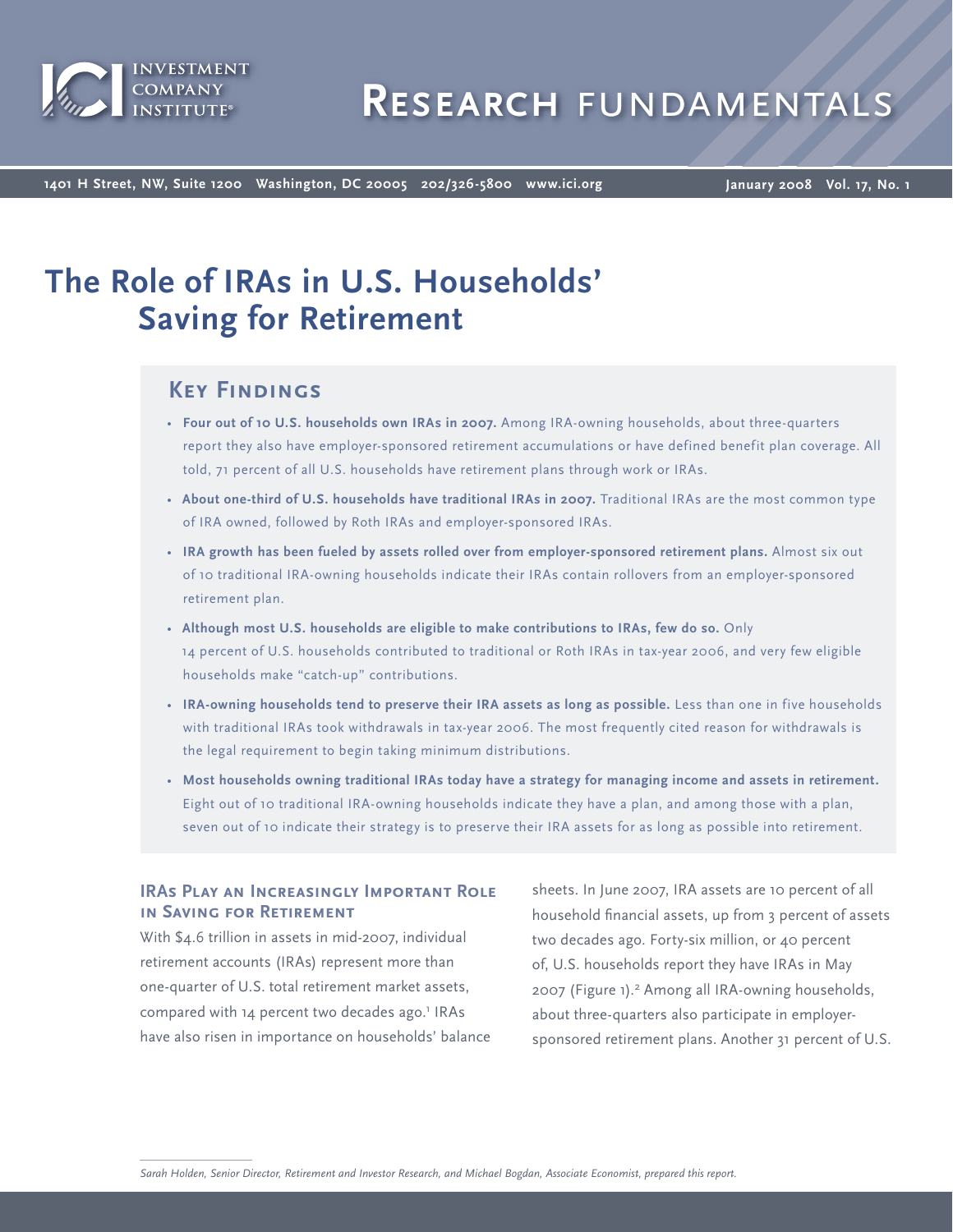# The Role of IRAs in U.S. Households' Saving for Retirement

## Key Findings

- **Four out of 10 U.S. households own IRAs in 2007.** Among IRA-owning households, about three-quarters report they also have employer-sponsored retirement accumulations or have defined benefit plan coverage. All told, 71 percent of all U.S. households have retirement plans through work or IRAs.
- **About one-third of U.S. households have traditional IRAs in 2007.** Traditional IRAs are the most common type of IRA owned, followed by Roth IRAs and employer-sponsored IRAs.
- **IRA growth has been fueled by assets rolled over from employer-sponsored retirement plans.** Almost six out of 10 traditional IRA-owning households indicate their IRAs contain rollovers from an employer-sponsored retirement plan.
- **Although most U.S. households are eligible to make contributions to IRAs, few do so.** Only 14 percent of U.S. households contributed to traditional or Roth IRAs in tax-year 2006, and very few eligible households make "catch-up" contributions.
- **IRA-owning households tend to preserve their IRA assets as long as possible.** Less than one in five households with traditional IRAs took withdrawals in tax-year 2006. The most frequently cited reason for withdrawals is the legal requirement to begin taking minimum distributions.
- **Most households owning traditional IRAs today have a strategy for managing income and assets in retirement.** Eight out of 10 traditional IRA-owning households indicate they have a plan, and among those with a plan, seven out of 10 indicate their strategy is to preserve their IRA assets for as long as possible into retirement.

### IRAs Play an Increasingly Important Role in Saving for Retirement

With $4.6 trillion in assets in mid-2007, individual retirement accounts (IRAs) represent more than one-quarter of U.S. total retirement market assets, compared with 14 percent two decades ago.[1] IRAs have also risen in importance on households' balance sheets. In June 2007, IRA assets are 10 percent of all household financial assets, up from 3 percent of assets two decades ago. Forty-six million, or 40 percent of, U.S. households report they have IRAs in May 2007 (Figure 1).[2] Among all IRA-owning households, about three-quarters also participate in employer-sponsored retirement plans. Another 31 percent of U.S.

*Sarah Holden, Senior Director, Retirement and Investor Research, and Michael Bogdan, Associate Economist, prepared this report.*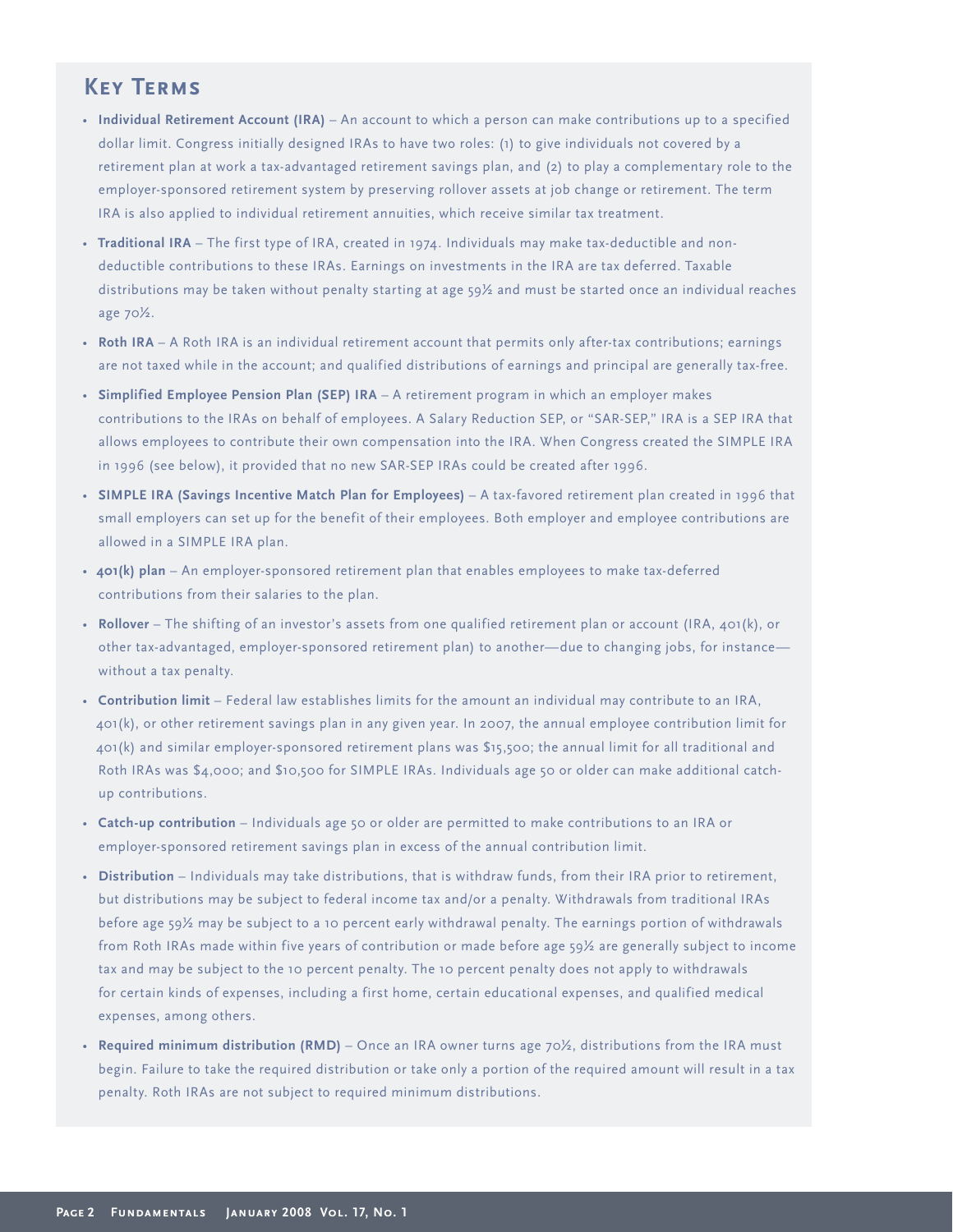## Key Terms

- **Individual Retirement Account (IRA)** – An account to which a person can make contributions up to a specified dollar limit. Congress initially designed IRAs to have two roles: (1) to give individuals not covered by a retirement plan at work a tax-advantaged retirement savings plan, and (2) to play a complementary role to the employer-sponsored retirement system by preserving rollover assets at job change or retirement. The term IRA is also applied to individual retirement annuities, which receive similar tax treatment.
- **Traditional IRA** – The first type of IRA, created in 1974. Individuals may make tax-deductible and non-deductible contributions to these IRAs. Earnings on investments in the IRA are tax deferred. Taxable distributions may be taken without penalty starting at age 59½ and must be started once an individual reaches age 70½.
- **Roth IRA** – A Roth IRA is an individual retirement account that permits only after-tax contributions; earnings are not taxed while in the account; and qualified distributions of earnings and principal are generally tax-free.
- **Simplified Employee Pension Plan (SEP) IRA** – A retirement program in which an employer makes contributions to the IRAs on behalf of employees. A Salary Reduction SEP, or "SAR-SEP," IRA is a SEP IRA that allows employees to contribute their own compensation into the IRA. When Congress created the SIMPLE IRA in 1996 (see below), it provided that no new SAR-SEP IRAs could be created after 1996.
- **SIMPLE IRA (Savings Incentive Match Plan for Employees)** – A tax-favored retirement plan created in 1996 that small employers can set up for the benefit of their employees. Both employer and employee contributions are allowed in a SIMPLE IRA plan.
- **401(k) plan** – An employer-sponsored retirement plan that enables employees to make tax-deferred contributions from their salaries to the plan.
- **Rollover** – The shifting of an investor's assets from one qualified retirement plan or account (IRA, 401(k), or other tax-advantaged, employer-sponsored retirement plan) to another—due to changing jobs, for instance—without a tax penalty.
- **Contribution limit** – Federal law establishes limits for the amount an individual may contribute to an IRA, 401(k), or other retirement savings plan in any given year. In 2007, the annual employee contribution limit for 401(k) and similar employer-sponsored retirement plans was $15,500; the annual limit for all traditional and Roth IRAs was $4,000; and $10,500 for SIMPLE IRAs. Individuals age 50 or older can make additional catch-up contributions.
- **Catch-up contribution** – Individuals age 50 or older are permitted to make contributions to an IRA or employer-sponsored retirement savings plan in excess of the annual contribution limit.
- **Distribution** – Individuals may take distributions, that is withdraw funds, from their IRA prior to retirement, but distributions may be subject to federal income tax and/or a penalty. Withdrawals from traditional IRAs before age 59½ may be subject to a 10 percent early withdrawal penalty. The earnings portion of withdrawals from Roth IRAs made within five years of contribution or made before age 59½ are generally subject to income tax and may be subject to the 10 percent penalty. The 10 percent penalty does not apply to withdrawals for certain kinds of expenses, including a first home, certain educational expenses, and qualified medical expenses, among others.
- **Required minimum distribution (RMD)** – Once an IRA owner turns age 70½, distributions from the IRA must begin. Failure to take the required distribution or take only a portion of the required amount will result in a tax penalty. Roth IRAs are not subject to required minimum distributions.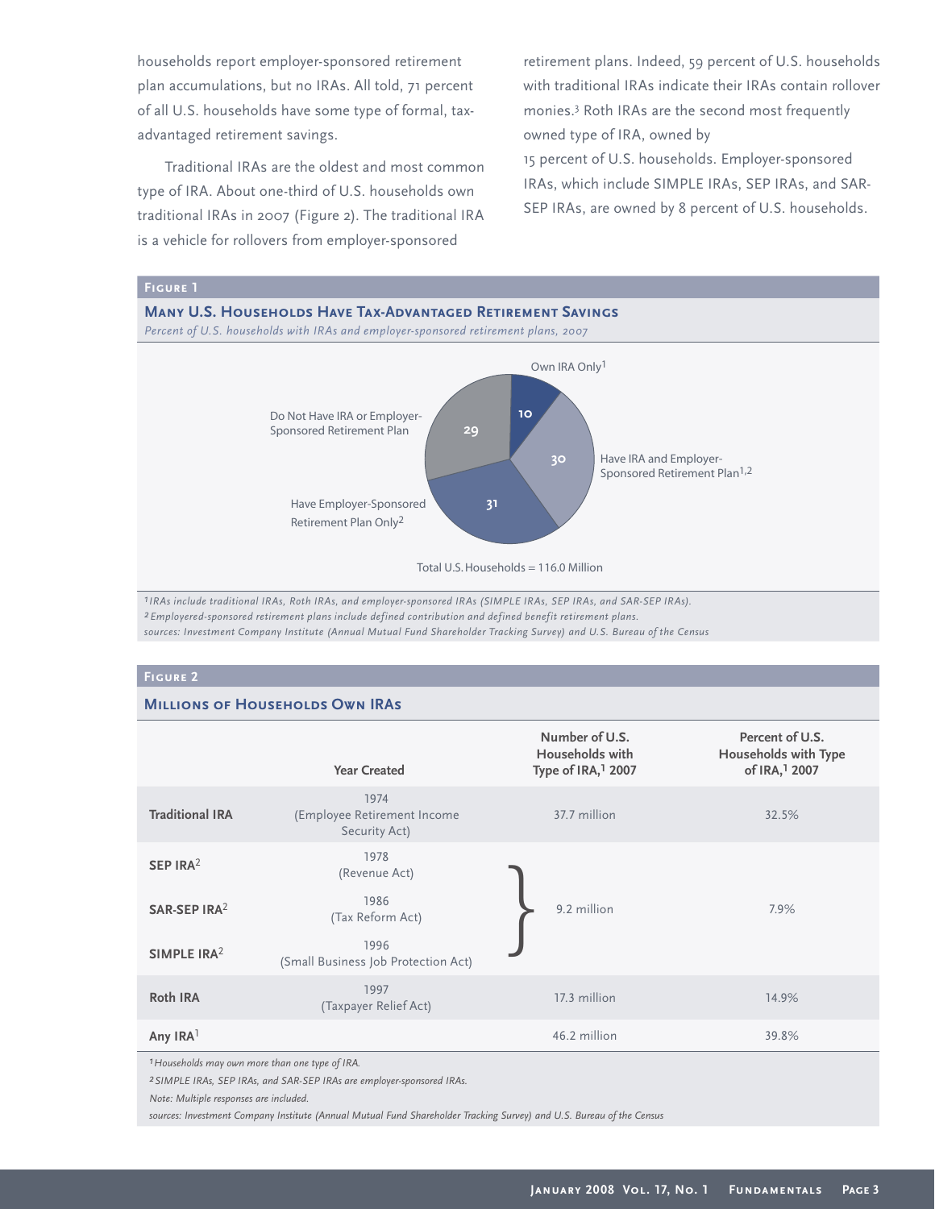households report employer-sponsored retirement plan accumulations, but no IRAs. All told, 71 percent of all U.S. households have some type of formal, tax-advantaged retirement savings.

Traditional IRAs are the oldest and most common type of IRA. About one-third of U.S. households own traditional IRAs in 2007 (Figure 2). The traditional IRA is a vehicle for rollovers from employer-sponsored retirement plans. Indeed, 59 percent of U.S. households with traditional IRAs indicate their IRAs contain rollover monies.[3] Roth IRAs are the second most frequently owned type of IRA, owned by 15 percent of U.S. households. Employer-sponsored IRAs, which include SIMPLE IRAs, SEP IRAs, and SAR-SEP IRAs, are owned by 8 percent of U.S. households.

**Figure 1**

**Many U.S. Households Have Tax-Advantaged Retirement Savings**

*Percent of U.S. households with IRAs and employer-sponsored retirement plans, 2007*

| Category | Percent |
|---|---|
| Own IRA Only[1] | 10 |
| Have IRA and Employer-Sponsored Retirement Plan[1,2] | 30 |
| Have Employer-Sponsored Retirement Plan Only[2] | 31 |
| Do Not Have IRA or Employer-Sponsored Retirement Plan | 29 |

Total U.S. Households = 116.0 Million

*[1] IRAs include traditional IRAs, Roth IRAs, and employer-sponsored IRAs (SIMPLE IRAs, SEP IRAs, and SAR-SEP IRAs).*
*[2] Employered-sponsored retirement plans include defined contribution and defined benefit retirement plans.*
*sources: Investment Company Institute (Annual Mutual Fund Shareholder Tracking Survey) and U.S. Bureau of the Census*

**Figure 2**

**Millions of Households Own IRAs**

| | Year Created | Number of U.S. Households with Type of IRA,[1] 2007 | Percent of U.S. Households with Type of IRA,[1] 2007 |
|---|---|---|---|
| **Traditional IRA** | 1974 (Employee Retirement Income Security Act) | 37.7 million | 32.5% |
| **SEP IRA**[2] | 1978 (Revenue Act) | 9.2 million | 7.9% |
| **SAR-SEP IRA**[2] | 1986 (Tax Reform Act) | | |
| **SIMPLE IRA**[2] | 1996 (Small Business Job Protection Act) | | |
| **Roth IRA** | 1997 (Taxpayer Relief Act) | 17.3 million | 14.9% |
| **Any IRA**[1] | | 46.2 million | 39.8% |

*[1] Households may own more than one type of IRA.*
*[2] SIMPLE IRAs, SEP IRAs, and SAR-SEP IRAs are employer-sponsored IRAs.*
*Note: Multiple responses are included.*
*sources: Investment Company Institute (Annual Mutual Fund Shareholder Tracking Survey) and U.S. Bureau of the Census*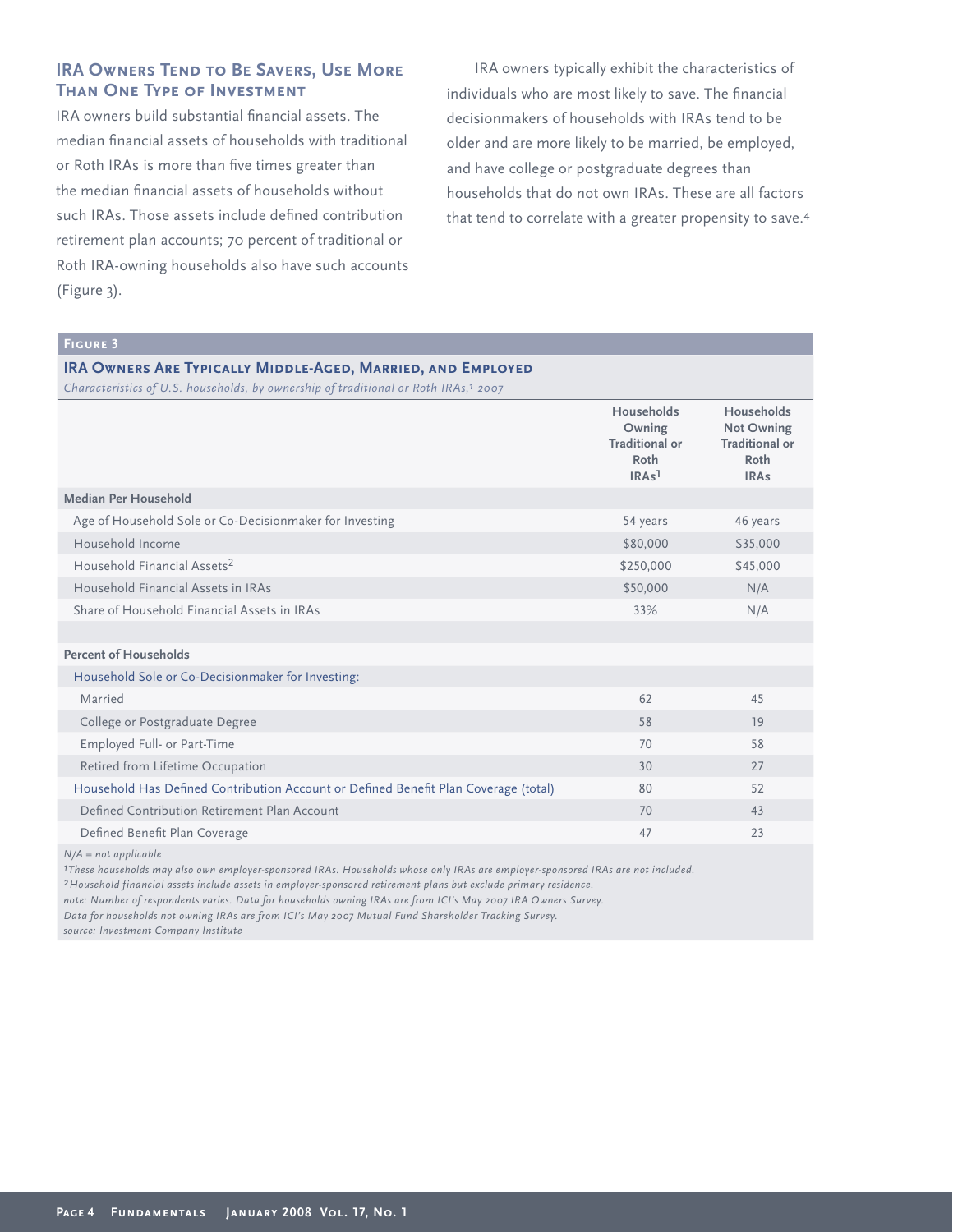## IRA Owners Tend to Be Savers, Use More Than One Type of Investment

IRA owners build substantial financial assets. The median financial assets of households with traditional or Roth IRAs is more than five times greater than the median financial assets of households without such IRAs. Those assets include defined contribution retirement plan accounts; 70 percent of traditional or Roth IRA-owning households also have such accounts (Figure 3).

IRA owners typically exhibit the characteristics of individuals who are most likely to save. The financial decisionmakers of households with IRAs tend to be older and are more likely to be married, be employed, and have college or postgraduate degrees than households that do not own IRAs. These are all factors that tend to correlate with a greater propensity to save.[4]

### Figure 3

**IRA Owners Are Typically Middle-Aged, Married, and Employed**

*Characteristics of U.S. households, by ownership of traditional or Roth IRAs,[1] 2007*

| | Households Owning Traditional or Roth IRAs[1] | Households Not Owning Traditional or Roth IRAs |
|---|---|---|
| **Median Per Household** | | |
| Age of Household Sole or Co-Decisionmaker for Investing | 54 years | 46 years |
| Household Income | $80,000 | $35,000 |
| Household Financial Assets[2] | $250,000 | $45,000 |
| Household Financial Assets in IRAs | $50,000 | N/A |
| Share of Household Financial Assets in IRAs | 33% | N/A |
| | | |
| **Percent of Households** | | |
| Household Sole or Co-Decisionmaker for Investing: | | |
| Married | 62 | 45 |
| College or Postgraduate Degree | 58 | 19 |
| Employed Full- or Part-Time | 70 | 58 |
| Retired from Lifetime Occupation | 30 | 27 |
| Household Has Defined Contribution Account or Defined Benefit Plan Coverage (total) | 80 | 52 |
| Defined Contribution Retirement Plan Account | 70 | 43 |
| Defined Benefit Plan Coverage | 47 | 23 |

*N/A = not applicable*

*[1]These households may also own employer-sponsored IRAs. Households whose only IRAs are employer-sponsored IRAs are not included.*

*[2]Household financial assets include assets in employer-sponsored retirement plans but exclude primary residence.*

*note: Number of respondents varies. Data for households owning IRAs are from ICI's May 2007 IRA Owners Survey. Data for households not owning IRAs are from ICI's May 2007 Mutual Fund Shareholder Tracking Survey.*

*source: Investment Company Institute*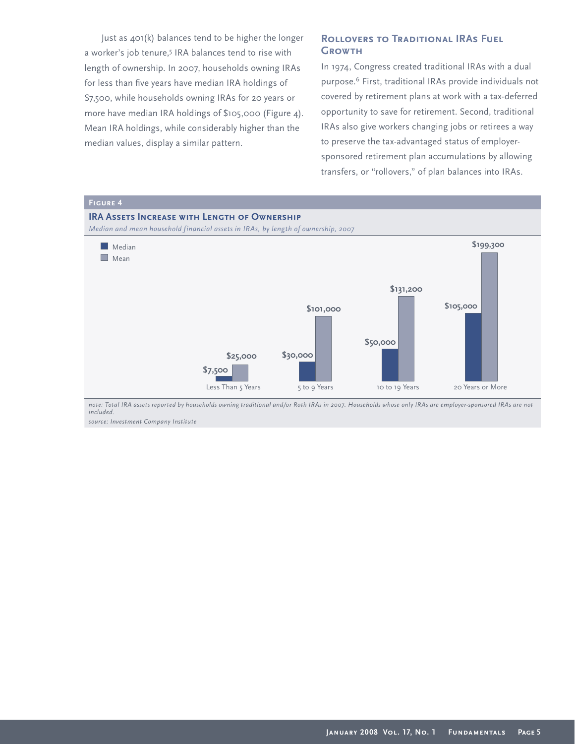Just as 401(k) balances tend to be higher the longer a worker's job tenure,[5] IRA balances tend to rise with length of ownership. In 2007, households owning IRAs for less than five years have median IRA holdings of $7,500, while households owning IRAs for 20 years or more have median IRA holdings of $105,000 (Figure 4). Mean IRA holdings, while considerably higher than the median values, display a similar pattern.

## Rollovers to Traditional IRAs Fuel Growth

In 1974, Congress created traditional IRAs with a dual purpose.[6] First, traditional IRAs provide individuals not covered by retirement plans at work with a tax-deferred opportunity to save for retirement. Second, traditional IRAs also give workers changing jobs or retirees a way to preserve the tax-advantaged status of employer-sponsored retirement plan accumulations by allowing transfers, or "rollovers," of plan balances into IRAs.

**Figure 4**

**IRA Assets Increase with Length of Ownership**

*Median and mean household financial assets in IRAs, by length of ownership, 2007*

| | Median | Mean |
|---|---|---|
| Less Than 5 Years | $7,500 | $25,000 |
| 5 to 9 Years | $30,000 | $101,000 |
| 10 to 19 Years | $50,000 | $131,200 |
| 20 Years or More | $105,000 | $199,300 |

*note: Total IRA assets reported by households owning traditional and/or Roth IRAs in 2007. Households whose only IRAs are employer-sponsored IRAs are not included.*

*source: Investment Company Institute*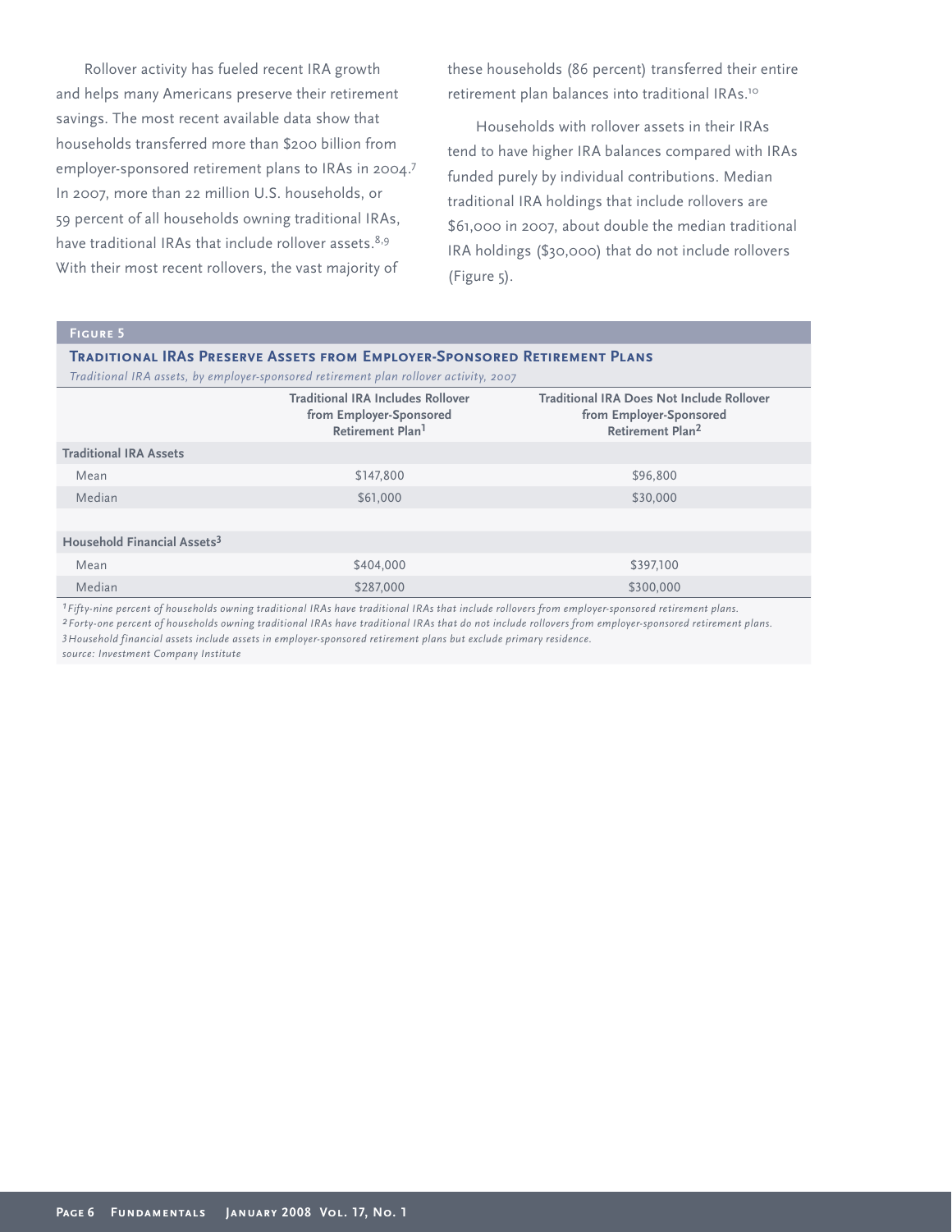Rollover activity has fueled recent IRA growth and helps many Americans preserve their retirement savings. The most recent available data show that households transferred more than $200 billion from employer-sponsored retirement plans to IRAs in 2004.[7] In 2007, more than 22 million U.S. households, or 59 percent of all households owning traditional IRAs, have traditional IRAs that include rollover assets.[8,9] With their most recent rollovers, the vast majority of these households (86 percent) transferred their entire retirement plan balances into traditional IRAs.[10]

Households with rollover assets in their IRAs tend to have higher IRA balances compared with IRAs funded purely by individual contributions. Median traditional IRA holdings that include rollovers are $61,000 in 2007, about double the median traditional IRA holdings ($30,000) that do not include rollovers (Figure 5).

**Figure 5**

**Traditional IRAs Preserve Assets from Employer-Sponsored Retirement Plans**

*Traditional IRA assets, by employer-sponsored retirement plan rollover activity, 2007*

| | Traditional IRA Includes Rollover from Employer-Sponsored Retirement Plan[1] | Traditional IRA Does Not Include Rollover from Employer-Sponsored Retirement Plan[2] |
|---|---|---|
| **Traditional IRA Assets** | | |
| Mean | $147,800 | $96,800 |
| Median | $61,000 | $30,000 |
| | | |
| **Household Financial Assets[3]** | | |
| Mean | $404,000 | $397,100 |
| Median | $287,000 | $300,000 |

*[1] Fifty-nine percent of households owning traditional IRAs have traditional IRAs that include rollovers from employer-sponsored retirement plans.*
*[2] Forty-one percent of households owning traditional IRAs have traditional IRAs that do not include rollovers from employer-sponsored retirement plans.*
*[3] Household financial assets include assets in employer-sponsored retirement plans but exclude primary residence.*
*source: Investment Company Institute*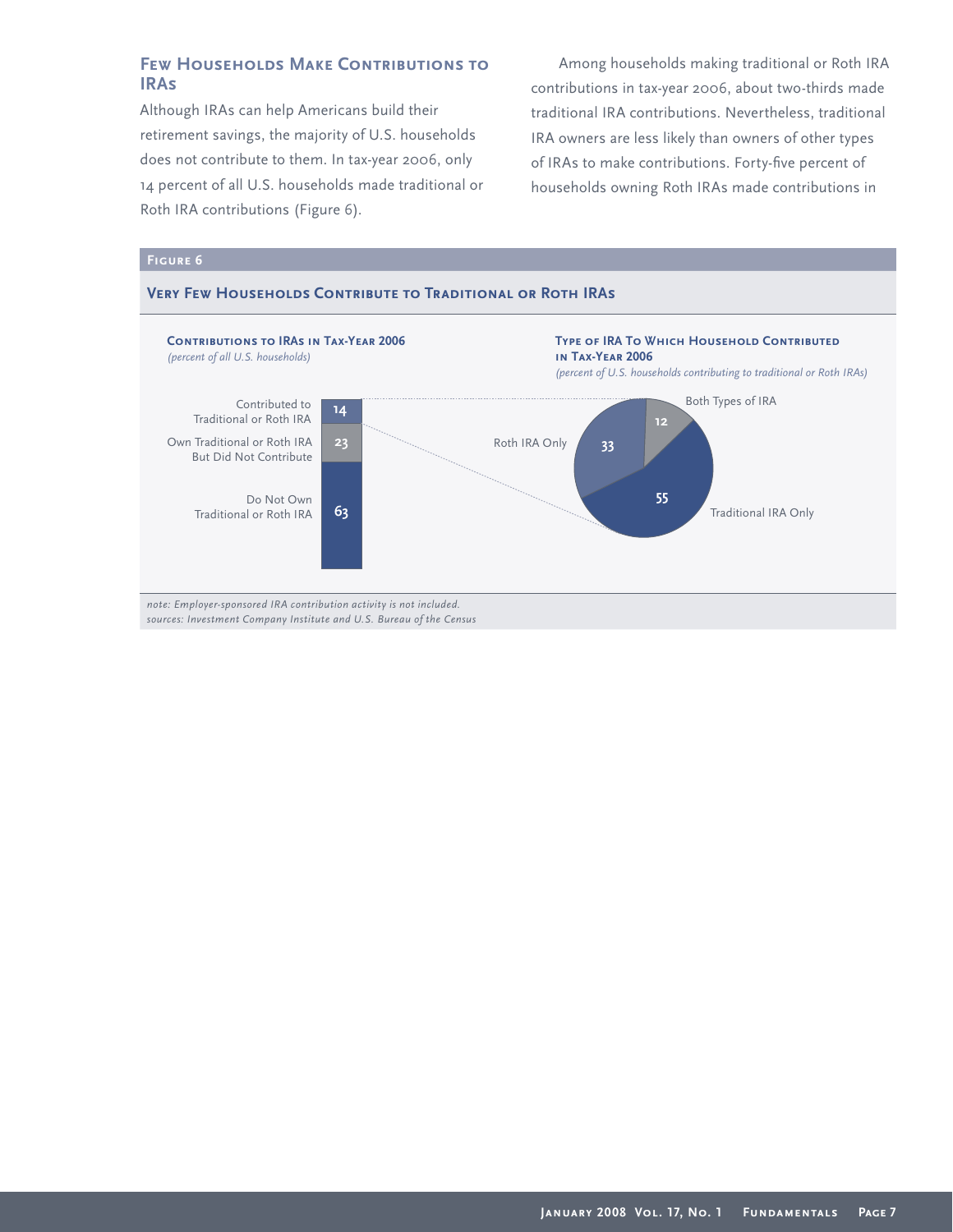## Few Households Make Contributions to IRAs

Although IRAs can help Americans build their retirement savings, the majority of U.S. households does not contribute to them. In tax-year 2006, only 14 percent of all U.S. households made traditional or Roth IRA contributions (Figure 6).

Among households making traditional or Roth IRA contributions in tax-year 2006, about two-thirds made traditional IRA contributions. Nevertheless, traditional IRA owners are less likely than owners of other types of IRAs to make contributions. Forty-five percent of households owning Roth IRAs made contributions in

**Figure 6**

**Very Few Households Contribute to Traditional or Roth IRAs**

**Contributions to IRAs in Tax-Year 2006**
*(percent of all U.S. households)*

| Category | Percent |
|---|---|
| Contributed to Traditional or Roth IRA | 14 |
| Own Traditional or Roth IRA But Did Not Contribute | 23 |
| Do Not Own Traditional or Roth IRA | 63 |

**Type of IRA To Which Household Contributed in Tax-Year 2006**
*(percent of U.S. households contributing to traditional or Roth IRAs)*

| Type | Percent |
|---|---|
| Traditional IRA Only | 55 |
| Roth IRA Only | 33 |
| Both Types of IRA | 12 |

*note: Employer-sponsored IRA contribution activity is not included.*
*sources: Investment Company Institute and U.S. Bureau of the Census*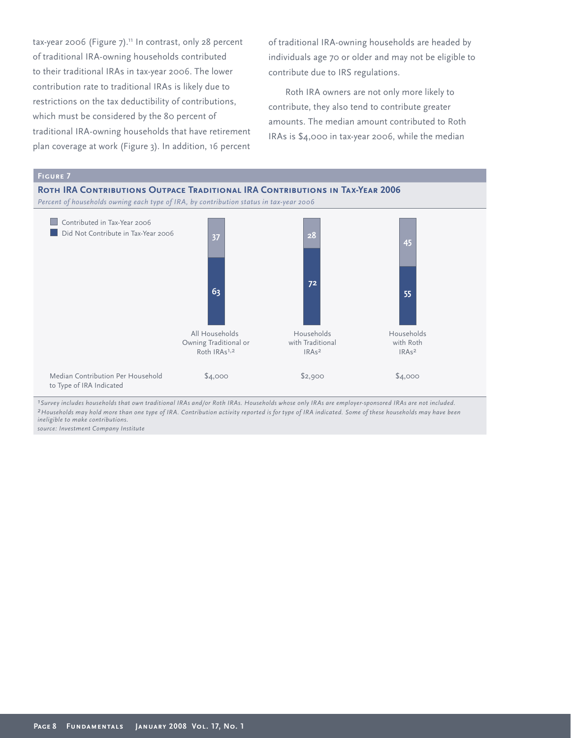tax-year 2006 (Figure 7).[11] In contrast, only 28 percent of traditional IRA-owning households contributed to their traditional IRAs in tax-year 2006. The lower contribution rate to traditional IRAs is likely due to restrictions on the tax deductibility of contributions, which must be considered by the 80 percent of traditional IRA-owning households that have retirement plan coverage at work (Figure 3). In addition, 16 percent of traditional IRA-owning households are headed by individuals age 70 or older and may not be eligible to contribute due to IRS regulations.

Roth IRA owners are not only more likely to contribute, they also tend to contribute greater amounts. The median amount contributed to Roth IRAs is $4,000 in tax-year 2006, while the median

**Figure 7**

**Roth IRA Contributions Outpace Traditional IRA Contributions in Tax-Year 2006**

*Percent of households owning each type of IRA, by contribution status in tax-year 2006*

| | All Households Owning Traditional or Roth IRAs[1,2] | Households with Traditional IRAs[2] | Households with Roth IRAs[2] |
|---|---|---|---|
| Contributed in Tax-Year 2006 | 37 | 28 | 45 |
| Did Not Contribute in Tax-Year 2006 | 63 | 72 | 55 |
| Median Contribution Per Household to Type of IRA Indicated | $4,000 | $2,900 | $4,000 |

*[1] Survey includes households that own traditional IRAs and/or Roth IRAs. Households whose only IRAs are employer-sponsored IRAs are not included.*
*[2] Households may hold more than one type of IRA. Contribution activity reported is for type of IRA indicated. Some of these households may have been ineligible to make contributions.*
*source: Investment Company Institute*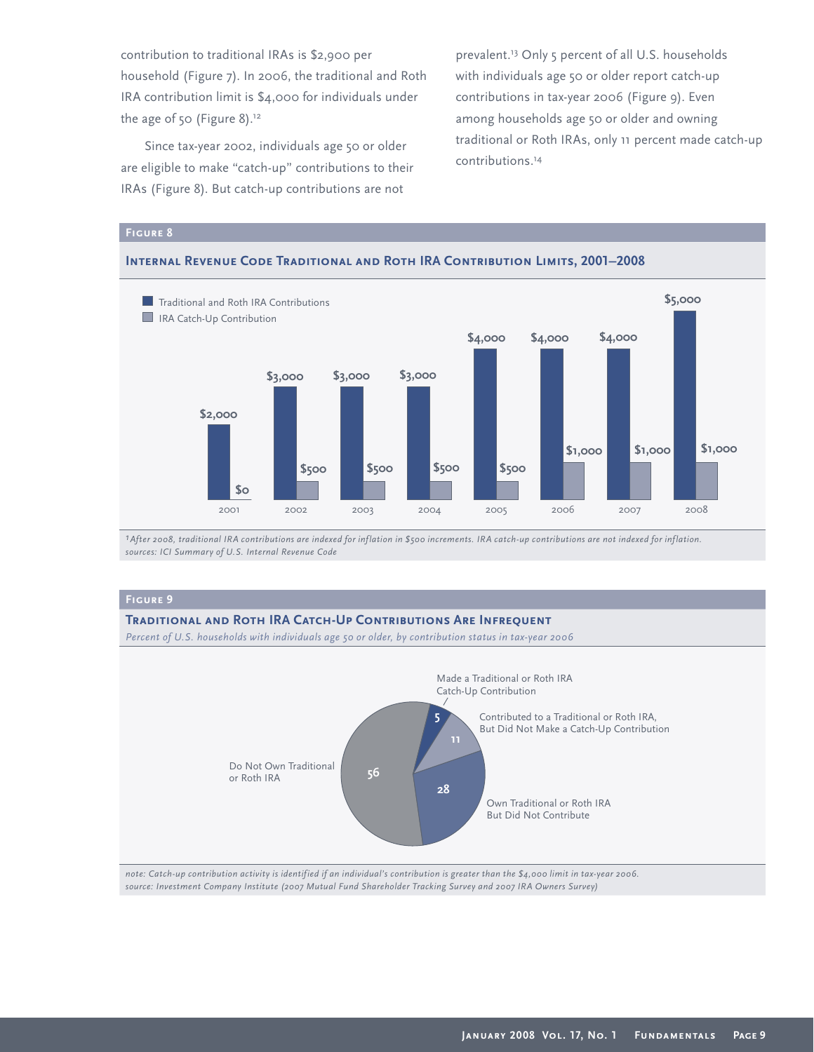contribution to traditional IRAs is $2,900 per household (Figure 7). In 2006, the traditional and Roth IRA contribution limit is $4,000 for individuals under the age of 50 (Figure 8).[12]

Since tax-year 2002, individuals age 50 or older are eligible to make "catch-up" contributions to their IRAs (Figure 8). But catch-up contributions are not prevalent.[13] Only 5 percent of all U.S. households with individuals age 50 or older report catch-up contributions in tax-year 2006 (Figure 9). Even among households age 50 or older and owning traditional or Roth IRAs, only 11 percent made catch-up contributions.[14]

**Figure 8**

**Internal Revenue Code Traditional and Roth IRA Contribution Limits, 2001–2008**

| Year | Traditional and Roth IRA Contributions | IRA Catch-Up Contribution |
|---|---|---|
| 2001 | $2,000 | $0 |
| 2002 | $3,000 | $500 |
| 2003 | $3,000 | $500 |
| 2004 | $3,000 | $500 |
| 2005 | $4,000 | $500 |
| 2006 | $4,000 | $1,000 |
| 2007 | $4,000 | $1,000 |
| 2008 | $5,000 | $1,000 |

*[1]After 2008, traditional IRA contributions are indexed for inflation in $500 increments. IRA catch-up contributions are not indexed for inflation.*
*sources: ICI Summary of U.S. Internal Revenue Code*

**Figure 9**

**Traditional and Roth IRA Catch-Up Contributions Are Infrequent**

*Percent of U.S. households with individuals age 50 or older, by contribution status in tax-year 2006*

| Contribution status | Percent |
|---|---|
| Made a Traditional or Roth IRA Catch-Up Contribution | 5 |
| Contributed to a Traditional or Roth IRA, But Did Not Make a Catch-Up Contribution | 11 |
| Own Traditional or Roth IRA But Did Not Contribute | 28 |
| Do Not Own Traditional or Roth IRA | 56 |

*note: Catch-up contribution activity is identified if an individual's contribution is greater than the $4,000 limit in tax-year 2006.*
*source: Investment Company Institute (2007 Mutual Fund Shareholder Tracking Survey and 2007 IRA Owners Survey)*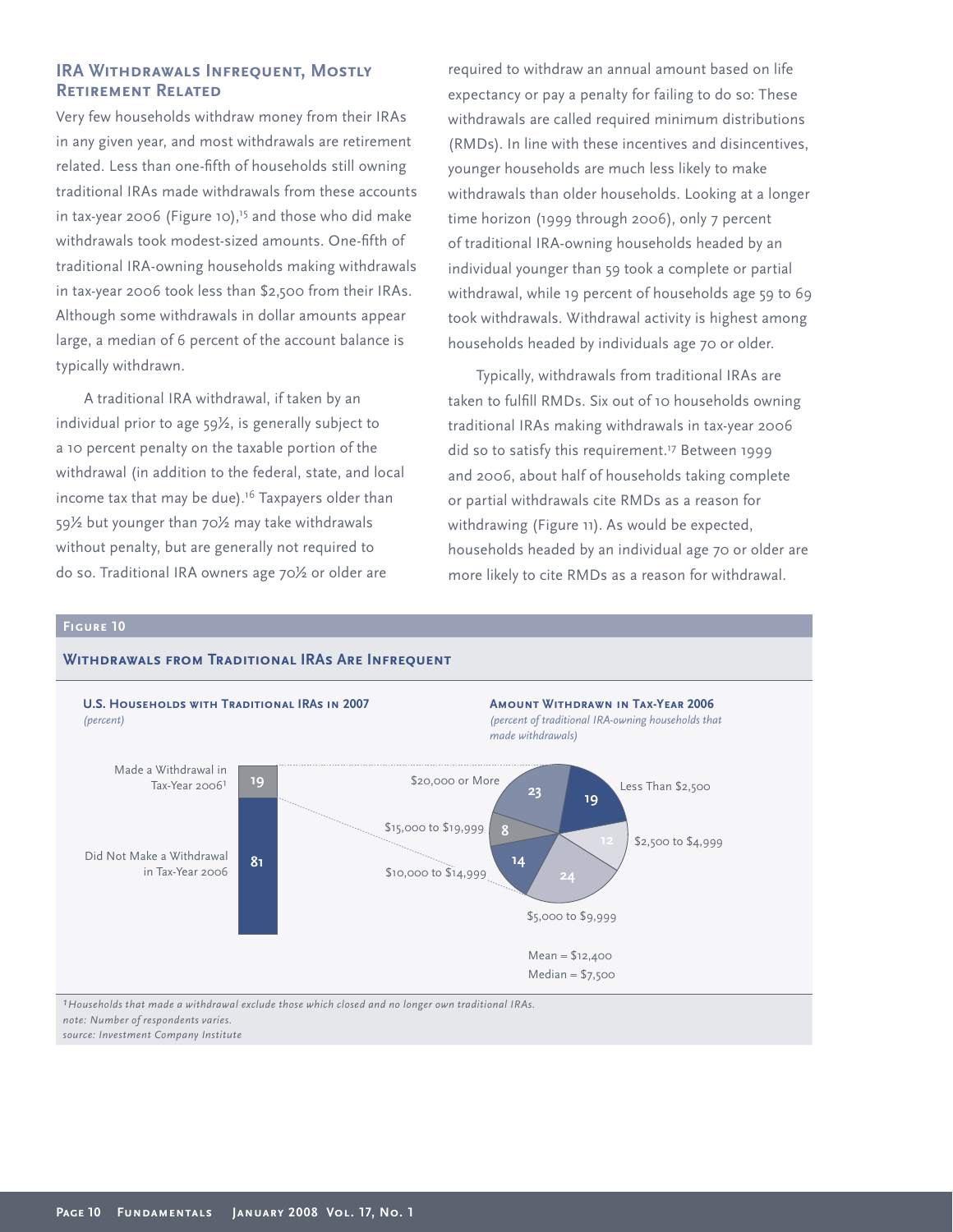## IRA Withdrawals Infrequent, Mostly Retirement Related

Very few households withdraw money from their IRAs in any given year, and most withdrawals are retirement related. Less than one-fifth of households still owning traditional IRAs made withdrawals from these accounts in tax-year 2006 (Figure 10),[15] and those who did make withdrawals took modest-sized amounts. One-fifth of traditional IRA-owning households making withdrawals in tax-year 2006 took less than $2,500 from their IRAs. Although some withdrawals in dollar amounts appear large, a median of 6 percent of the account balance is typically withdrawn.

A traditional IRA withdrawal, if taken by an individual prior to age 59½, is generally subject to a 10 percent penalty on the taxable portion of the withdrawal (in addition to the federal, state, and local income tax that may be due).[16] Taxpayers older than 59½ but younger than 70½ may take withdrawals without penalty, but are generally not required to do so. Traditional IRA owners age 70½ or older are required to withdraw an annual amount based on life expectancy or pay a penalty for failing to do so: These withdrawals are called required minimum distributions (RMDs). In line with these incentives and disincentives, younger households are much less likely to make withdrawals than older households. Looking at a longer time horizon (1999 through 2006), only 7 percent of traditional IRA-owning households headed by an individual younger than 59 took a complete or partial withdrawal, while 19 percent of households age 59 to 69 took withdrawals. Withdrawal activity is highest among households headed by individuals age 70 or older.

Typically, withdrawals from traditional IRAs are taken to fulfill RMDs. Six out of 10 households owning traditional IRAs making withdrawals in tax-year 2006 did so to satisfy this requirement.[17] Between 1999 and 2006, about half of households taking complete or partial withdrawals cite RMDs as a reason for withdrawing (Figure 11). As would be expected, households headed by an individual age 70 or older are more likely to cite RMDs as a reason for withdrawal.

### Figure 10

**Withdrawals from Traditional IRAs Are Infrequent**

**U.S. Households with Traditional IRAs in 2007**
*(percent)*

| | Percent |
|---|---|
| Made a Withdrawal in Tax-Year 2006[1] | 19 |
| Did Not Make a Withdrawal in Tax-Year 2006 | 81 |

**Amount Withdrawn in Tax-Year 2006**
*(percent of traditional IRA-owning households that made withdrawals)*

| Amount | Percent |
|---|---|
| Less Than $2,500 | 19 |
| $2,500 to $4,999 | 12 |
| $5,000 to $9,999 | 24 |
| $10,000 to $14,999 | 14 |
| $15,000 to $19,999 | 8 |
| $20,000 or More | 23 |

Mean = $12,400
Median = $7,500

*[1] Households that made a withdrawal exclude those which closed and no longer own traditional IRAs.*
*note: Number of respondents varies.*
*source: Investment Company Institute*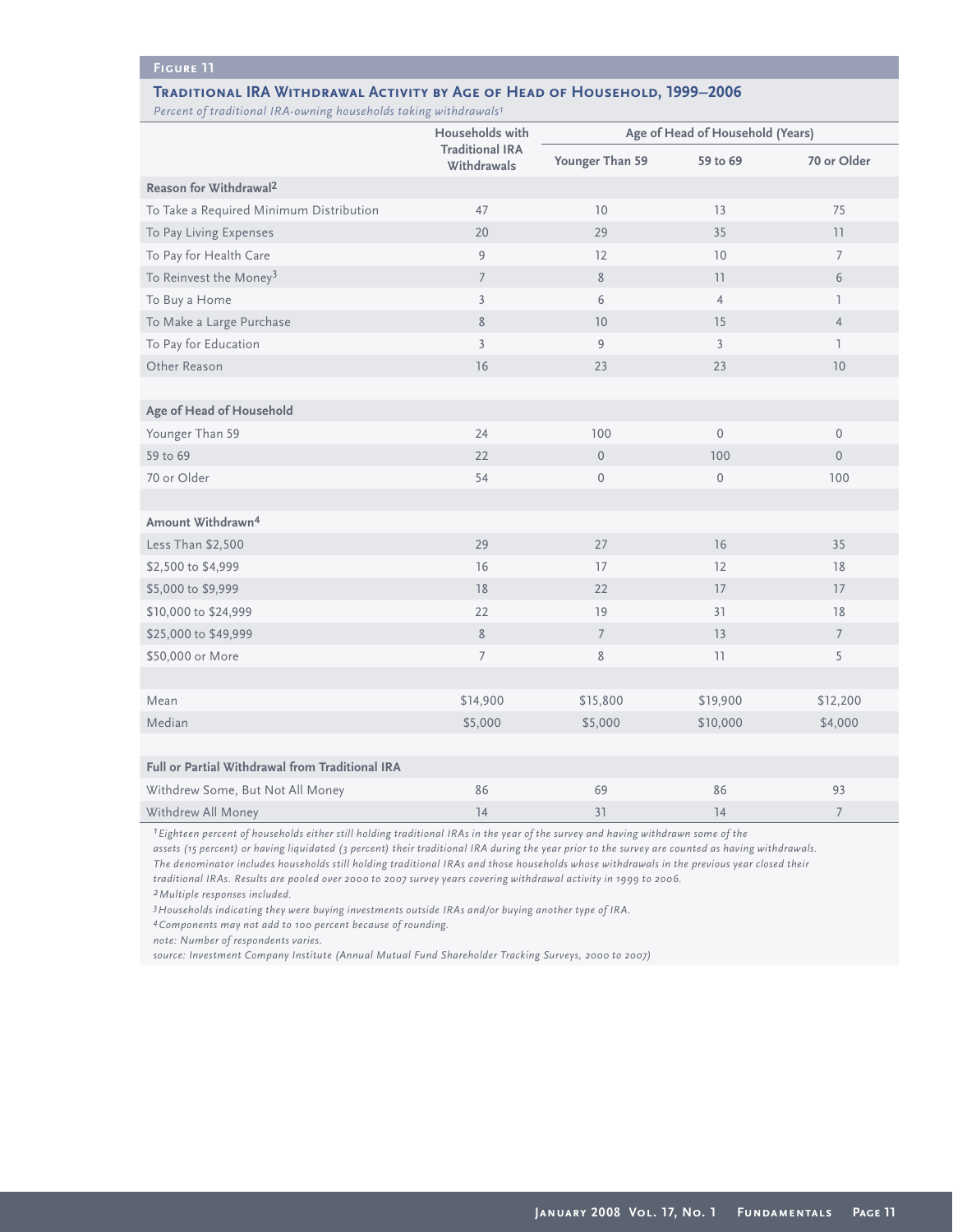**Figure 11**

### Traditional IRA Withdrawal Activity by Age of Head of Household, 1999–2006

*Percent of traditional IRA-owning households taking withdrawals*[1]

| | Households with Traditional IRA Withdrawals | Age of Head of Household (Years) | | |
|---|---|---|---|---|
| | | Younger Than 59 | 59 to 69 | 70 or Older |
| **Reason for Withdrawal**[2] | | | | |
| To Take a Required Minimum Distribution | 47 | 10 | 13 | 75 |
| To Pay Living Expenses | 20 | 29 | 35 | 11 |
| To Pay for Health Care | 9 | 12 | 10 | 7 |
| To Reinvest the Money[3] | 7 | 8 | 11 | 6 |
| To Buy a Home | 3 | 6 | 4 | 1 |
| To Make a Large Purchase | 8 | 10 | 15 | 4 |
| To Pay for Education | 3 | 9 | 3 | 1 |
| Other Reason | 16 | 23 | 23 | 10 |
| | | | | |
| **Age of Head of Household** | | | | |
| Younger Than 59 | 24 | 100 | 0 | 0 |
| 59 to 69 | 22 | 0 | 100 | 0 |
| 70 or Older | 54 | 0 | 0 | 100 |
| | | | | |
| **Amount Withdrawn**[4] | | | | |
| Less Than $2,500 | 29 | 27 | 16 | 35 |
| $2,500 to $4,999 | 16 | 17 | 12 | 18 |
| $5,000 to $9,999 | 18 | 22 | 17 | 17 |
| $10,000 to $24,999 | 22 | 19 | 31 | 18 |
| $25,000 to $49,999 | 8 | 7 | 13 | 7 |
| $50,000 or More | 7 | 8 | 11 | 5 |
| | | | | |
| Mean | $14,900 | $15,800 | $19,900 | $12,200 |
| Median | $5,000 | $5,000 | $10,000 | $4,000 |
| | | | | |
| **Full or Partial Withdrawal from Traditional IRA** | | | | |
| Withdrew Some, But Not All Money | 86 | 69 | 86 | 93 |
| Withdrew All Money | 14 | 31 | 14 | 7 |

*[1] Eighteen percent of households either still holding traditional IRAs in the year of the survey and having withdrawn some of the assets (15 percent) or having liquidated (3 percent) their traditional IRA during the year prior to the survey are counted as having withdrawals. The denominator includes households still holding traditional IRAs and those households whose withdrawals in the previous year closed their traditional IRAs. Results are pooled over 2000 to 2007 survey years covering withdrawal activity in 1999 to 2006.*

*[2] Multiple responses included.*

*[3] Households indicating they were buying investments outside IRAs and/or buying another type of IRA.*

*[4] Components may not add to 100 percent because of rounding.*

*note: Number of respondents varies.*

*source: Investment Company Institute (Annual Mutual Fund Shareholder Tracking Surveys, 2000 to 2007)*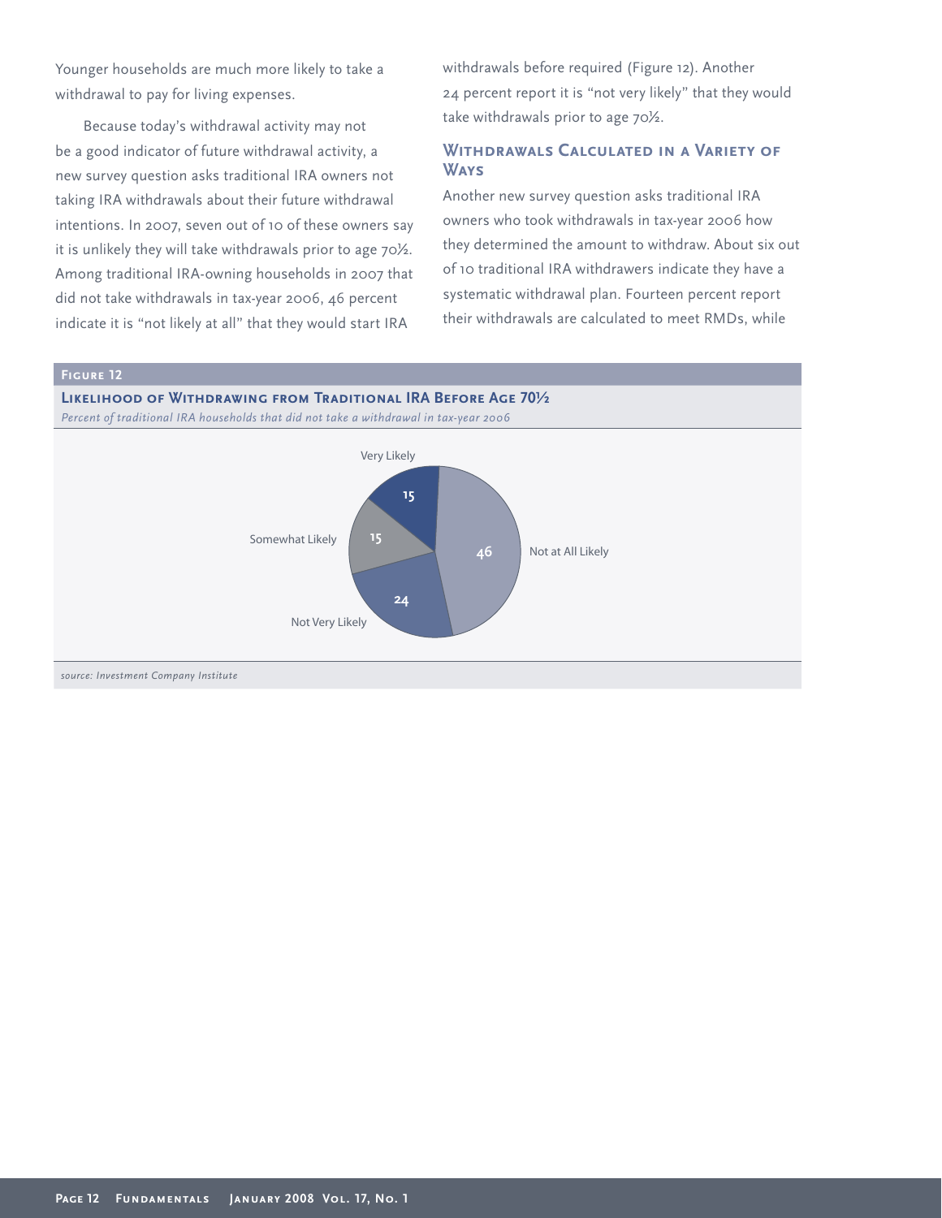Younger households are much more likely to take a withdrawal to pay for living expenses.

Because today's withdrawal activity may not be a good indicator of future withdrawal activity, a new survey question asks traditional IRA owners not taking IRA withdrawals about their future withdrawal intentions. In 2007, seven out of 10 of these owners say it is unlikely they will take withdrawals prior to age 70½. Among traditional IRA-owning households in 2007 that did not take withdrawals in tax-year 2006, 46 percent indicate it is "not likely at all" that they would start IRA withdrawals before required (Figure 12). Another 24 percent report it is "not very likely" that they would take withdrawals prior to age 70½.

### Withdrawals Calculated in a Variety of Ways

Another new survey question asks traditional IRA owners who took withdrawals in tax-year 2006 how they determined the amount to withdraw. About six out of 10 traditional IRA withdrawers indicate they have a systematic withdrawal plan. Fourteen percent report their withdrawals are calculated to meet RMDs, while

**Figure 12**

**Likelihood of Withdrawing from Traditional IRA Before Age 70½**

*Percent of traditional IRA households that did not take a withdrawal in tax-year 2006*

| Likelihood | Percent |
|---|---|
| Very Likely | 15 |
| Somewhat Likely | 15 |
| Not Very Likely | 24 |
| Not at All Likely | 46 |

*source: Investment Company Institute*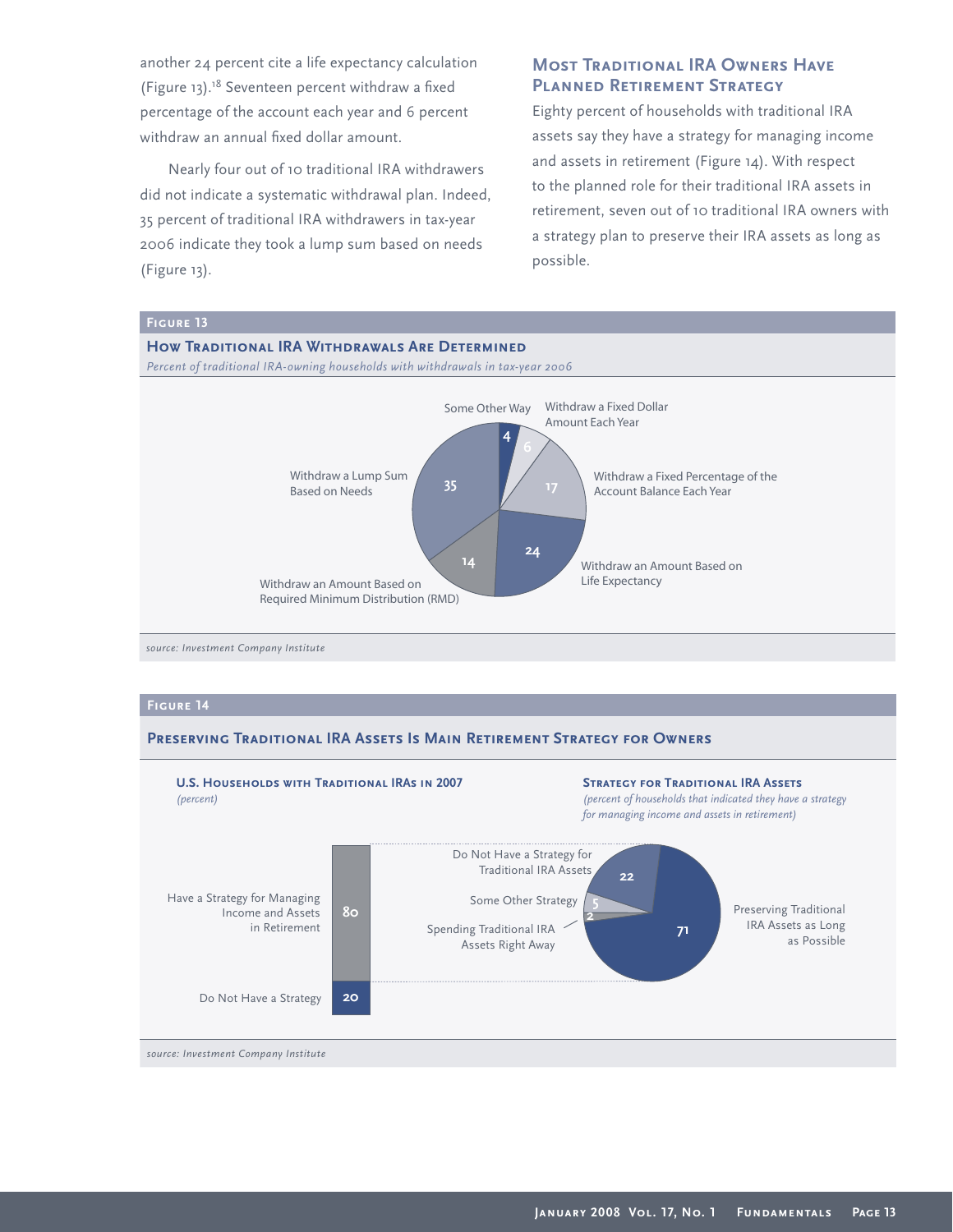another 24 percent cite a life expectancy calculation (Figure 13).[18] Seventeen percent withdraw a fixed percentage of the account each year and 6 percent withdraw an annual fixed dollar amount.

Nearly four out of 10 traditional IRA withdrawers did not indicate a systematic withdrawal plan. Indeed, 35 percent of traditional IRA withdrawers in tax-year 2006 indicate they took a lump sum based on needs (Figure 13).

## Most Traditional IRA Owners Have Planned Retirement Strategy

Eighty percent of households with traditional IRA assets say they have a strategy for managing income and assets in retirement (Figure 14). With respect to the planned role for their traditional IRA assets in retirement, seven out of 10 traditional IRA owners with a strategy plan to preserve their IRA assets as long as possible.

**Figure 13**

**How Traditional IRA Withdrawals Are Determined**

*Percent of traditional IRA-owning households with withdrawals in tax-year 2006*

| Withdrawal method | Percent |
|---|---|
| Some Other Way | 4 |
| Withdraw a Fixed Dollar Amount Each Year | 6 |
| Withdraw a Fixed Percentage of the Account Balance Each Year | 17 |
| Withdraw an Amount Based on Life Expectancy | 24 |
| Withdraw an Amount Based on Required Minimum Distribution (RMD) | 14 |
| Withdraw a Lump Sum Based on Needs | 35 |

*source: Investment Company Institute*

**Figure 14**

**Preserving Traditional IRA Assets Is Main Retirement Strategy for Owners**

**U.S. Households with Traditional IRAs in 2007**
*(percent)*

| | Percent |
|---|---|
| Have a Strategy for Managing Income and Assets in Retirement | 80 |
| Do Not Have a Strategy | 20 |

**Strategy for Traditional IRA Assets**
*(percent of households that indicated they have a strategy for managing income and assets in retirement)*

| Strategy | Percent |
|---|---|
| Preserving Traditional IRA Assets as Long as Possible | 71 |
| Do Not Have a Strategy for Traditional IRA Assets | 22 |
| Some Other Strategy | 5 |
| Spending Traditional IRA Assets Right Away | 2 |

*source: Investment Company Institute*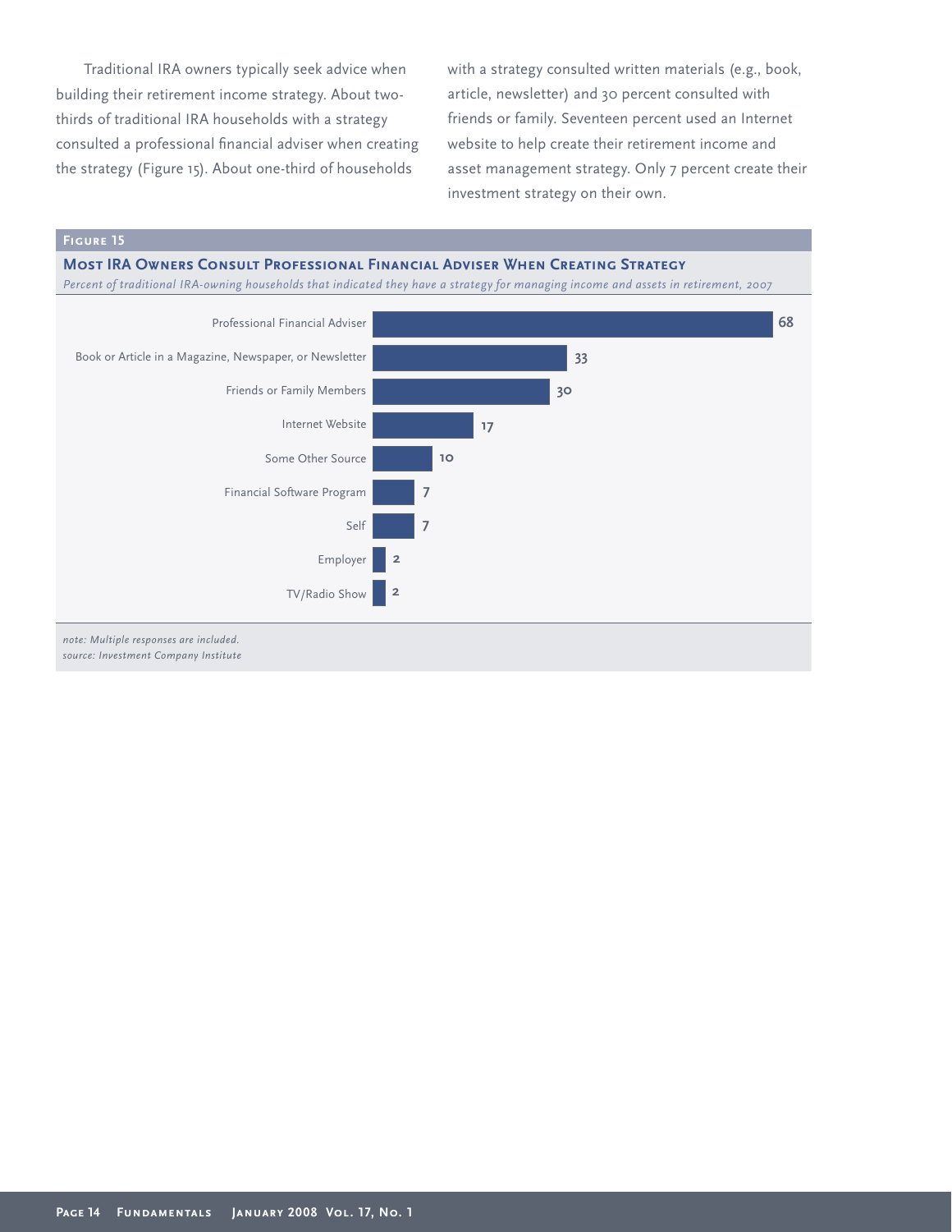Traditional IRA owners typically seek advice when building their retirement income strategy. About two-thirds of traditional IRA households with a strategy consulted a professional financial adviser when creating the strategy (Figure 15). About one-third of households with a strategy consulted written materials (e.g., book, article, newsletter) and 30 percent consulted with friends or family. Seventeen percent used an Internet website to help create their retirement income and asset management strategy. Only 7 percent create their investment strategy on their own.

**Figure 15**

**Most IRA Owners Consult Professional Financial Adviser When Creating Strategy**

*Percent of traditional IRA-owning households that indicated they have a strategy for managing income and assets in retirement, 2007*

| Source | Percent |
|---|---|
| Professional Financial Adviser | 68 |
| Book or Article in a Magazine, Newspaper, or Newsletter | 33 |
| Friends or Family Members | 30 |
| Internet Website | 17 |
| Some Other Source | 10 |
| Financial Software Program | 7 |
| Self | 7 |
| Employer | 2 |
| TV/Radio Show | 2 |

*note: Multiple responses are included.*
*source: Investment Company Institute*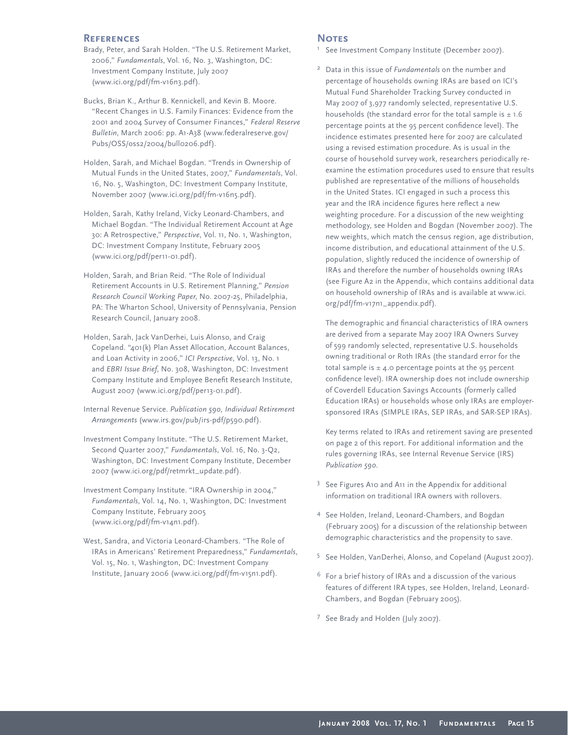## References

Brady, Peter, and Sarah Holden. "The U.S. Retirement Market, 2006," *Fundamentals*, Vol. 16, No. 3, Washington, DC: Investment Company Institute, July 2007 (www.ici.org/pdf/fm-v16n3.pdf).

Bucks, Brian K., Arthur B. Kennickell, and Kevin B. Moore. "Recent Changes in U.S. Family Finances: Evidence from the 2001 and 2004 Survey of Consumer Finances," *Federal Reserve Bulletin*, March 2006: pp. A1-A38 (www.federalreserve.gov/Pubs/OSS/oss2/2004/bull0206.pdf).

Holden, Sarah, and Michael Bogdan. "Trends in Ownership of Mutual Funds in the United States, 2007," *Fundamentals*, Vol. 16, No. 5, Washington, DC: Investment Company Institute, November 2007 (www.ici.org/pdf/fm-v16n5.pdf).

Holden, Sarah, Kathy Ireland, Vicky Leonard-Chambers, and Michael Bogdan. "The Individual Retirement Account at Age 30: A Retrospective," *Perspective*, Vol. 11, No. 1, Washington, DC: Investment Company Institute, February 2005 (www.ici.org/pdf/per11-01.pdf).

Holden, Sarah, and Brian Reid. "The Role of Individual Retirement Accounts in U.S. Retirement Planning," *Pension Research Council Working Paper*, No. 2007-25, Philadelphia, PA: The Wharton School, University of Pennsylvania, Pension Research Council, January 2008.

Holden, Sarah, Jack VanDerhei, Luis Alonso, and Craig Copeland. "401(k) Plan Asset Allocation, Account Balances, and Loan Activity in 2006," *ICI Perspective*, Vol. 13, No. 1 and *EBRI Issue Brief*, No. 308, Washington, DC: Investment Company Institute and Employee Benefit Research Institute, August 2007 (www.ici.org/pdf/per13-01.pdf).

Internal Revenue Service. *Publication 590, Individual Retirement Arrangements* (www.irs.gov/pub/irs-pdf/p590.pdf).

Investment Company Institute. "The U.S. Retirement Market, Second Quarter 2007," *Fundamentals*, Vol. 16, No. 3-Q2, Washington, DC: Investment Company Institute, December 2007 (www.ici.org/pdf/retmrkt_update.pdf).

Investment Company Institute. "IRA Ownership in 2004," *Fundamentals*, Vol. 14, No. 1, Washington, DC: Investment Company Institute, February 2005 (www.ici.org/pdf/fm-v14n1.pdf).

West, Sandra, and Victoria Leonard-Chambers. "The Role of IRAs in Americans' Retirement Preparedness," *Fundamentals*, Vol. 15, No. 1, Washington, DC: Investment Company Institute, January 2006 (www.ici.org/pdf/fm-v15n1.pdf).

## Notes

[1] See Investment Company Institute (December 2007).

[2] Data in this issue of *Fundamentals* on the number and percentage of households owning IRAs are based on ICI's Mutual Fund Shareholder Tracking Survey conducted in May 2007 of 3,977 randomly selected, representative U.S. households (the standard error for the total sample is ± 1.6 percentage points at the 95 percent confidence level). The incidence estimates presented here for 2007 are calculated using a revised estimation procedure. As is usual in the course of household survey work, researchers periodically re-examine the estimation procedures used to ensure that results published are representative of the millions of households in the United States. ICI engaged in such a process this year and the IRA incidence figures here reflect a new weighting procedure. For a discussion of the new weighting methodology, see Holden and Bogdan (November 2007). The new weights, which match the census region, age distribution, income distribution, and educational attainment of the U.S. population, slightly reduced the incidence of ownership of IRAs and therefore the number of households owning IRAs (see Figure A2 in the Appendix, which contains additional data on household ownership of IRAs and is available at www.ici.org/pdf/fm-v17n1_appendix.pdf).

The demographic and financial characteristics of IRA owners are derived from a separate May 2007 IRA Owners Survey of 599 randomly selected, representative U.S. households owning traditional or Roth IRAs (the standard error for the total sample is ± 4.0 percentage points at the 95 percent confidence level). IRA ownership does not include ownership of Coverdell Education Savings Accounts (formerly called Education IRAs) or households whose only IRAs are employer-sponsored IRAs (SIMPLE IRAs, SEP IRAs, and SAR-SEP IRAs).

Key terms related to IRAs and retirement saving are presented on page 2 of this report. For additional information and the rules governing IRAs, see Internal Revenue Service (IRS) *Publication 590*.

[3] See Figures A10 and A11 in the Appendix for additional information on traditional IRA owners with rollovers.

[4] See Holden, Ireland, Leonard-Chambers, and Bogdan (February 2005) for a discussion of the relationship between demographic characteristics and the propensity to save.

[5] See Holden, VanDerhei, Alonso, and Copeland (August 2007).

[6] For a brief history of IRAs and a discussion of the various features of different IRA types, see Holden, Ireland, Leonard-Chambers, and Bogdan (February 2005).

[7] See Brady and Holden (July 2007).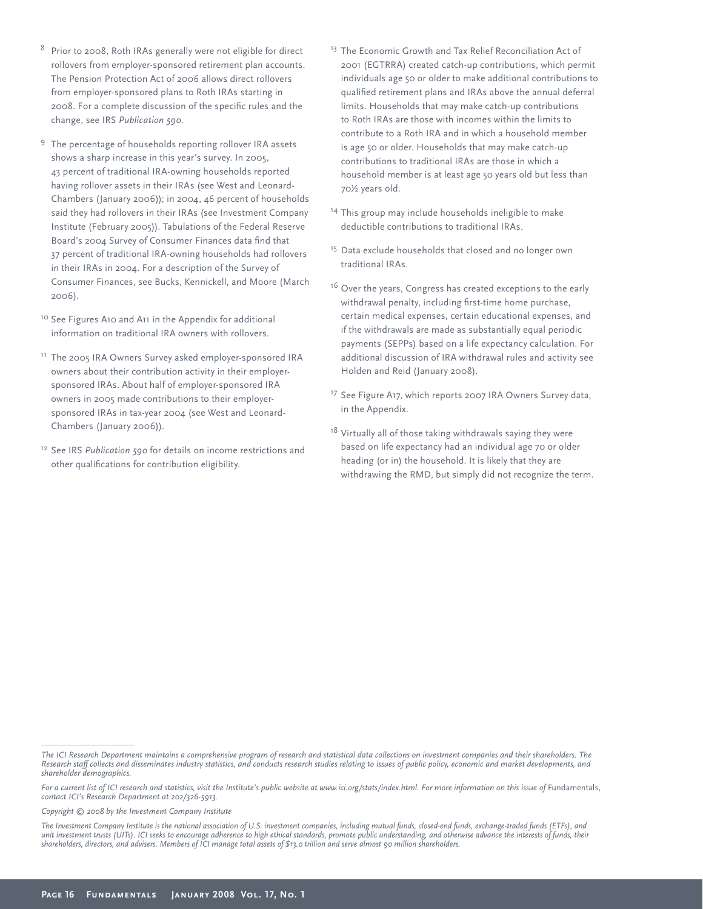[8] Prior to 2008, Roth IRAs generally were not eligible for direct rollovers from employer-sponsored retirement plan accounts. The Pension Protection Act of 2006 allows direct rollovers from employer-sponsored plans to Roth IRAs starting in 2008. For a complete discussion of the specific rules and the change, see IRS *Publication 590*.

[9] The percentage of households reporting rollover IRA assets shows a sharp increase in this year's survey. In 2005, 43 percent of traditional IRA-owning households reported having rollover assets in their IRAs (see West and Leonard-Chambers (January 2006)); in 2004, 46 percent of households said they had rollovers in their IRAs (see Investment Company Institute (February 2005)). Tabulations of the Federal Reserve Board's 2004 Survey of Consumer Finances data find that 37 percent of traditional IRA-owning households had rollovers in their IRAs in 2004. For a description of the Survey of Consumer Finances, see Bucks, Kennickell, and Moore (March 2006).

[10] See Figures A10 and A11 in the Appendix for additional information on traditional IRA owners with rollovers.

[11] The 2005 IRA Owners Survey asked employer-sponsored IRA owners about their contribution activity in their employer-sponsored IRAs. About half of employer-sponsored IRA owners in 2005 made contributions to their employer-sponsored IRAs in tax-year 2004 (see West and Leonard-Chambers (January 2006)).

[12] See IRS *Publication 590* for details on income restrictions and other qualifications for contribution eligibility.

[13] The Economic Growth and Tax Relief Reconciliation Act of 2001 (EGTRRA) created catch-up contributions, which permit individuals age 50 or older to make additional contributions to qualified retirement plans and IRAs above the annual deferral limits. Households that may make catch-up contributions to Roth IRAs are those with incomes within the limits to contribute to a Roth IRA and in which a household member is age 50 or older. Households that may make catch-up contributions to traditional IRAs are those in which a household member is at least age 50 years old but less than 70½ years old.

[14] This group may include households ineligible to make deductible contributions to traditional IRAs.

[15] Data exclude households that closed and no longer own traditional IRAs.

[16] Over the years, Congress has created exceptions to the early withdrawal penalty, including first-time home purchase, certain medical expenses, certain educational expenses, and if the withdrawals are made as substantially equal periodic payments (SEPPs) based on a life expectancy calculation. For additional discussion of IRA withdrawal rules and activity see Holden and Reid (January 2008).

[17] See Figure A17, which reports 2007 IRA Owners Survey data, in the Appendix.

[18] Virtually all of those taking withdrawals saying they were based on life expectancy had an individual age 70 or older heading (or in) the household. It is likely that they are withdrawing the RMD, but simply did not recognize the term.

---

*The ICI Research Department maintains a comprehensive program of research and statistical data collections on investment companies and their shareholders. The Research staff collects and disseminates industry statistics, and conducts research studies relating to issues of public policy, economic and market developments, and shareholder demographics.*

*For a current list of ICI research and statistics, visit the Institute's public website at www.ici.org/stats/index.html. For more information on this issue of* Fundamentals, *contact ICI's Research Department at 202/326-5913.*

*Copyright © 2008 by the Investment Company Institute*

*The Investment Company Institute is the national association of U.S. investment companies, including mutual funds, closed-end funds, exchange-traded funds (ETFs), and unit investment trusts (UITs). ICI seeks to encourage adherence to high ethical standards, promote public understanding, and otherwise advance the interests of funds, their shareholders, directors, and advisers. Members of ICI manage total assets of $13.0 trillion and serve almost 90 million shareholders.*